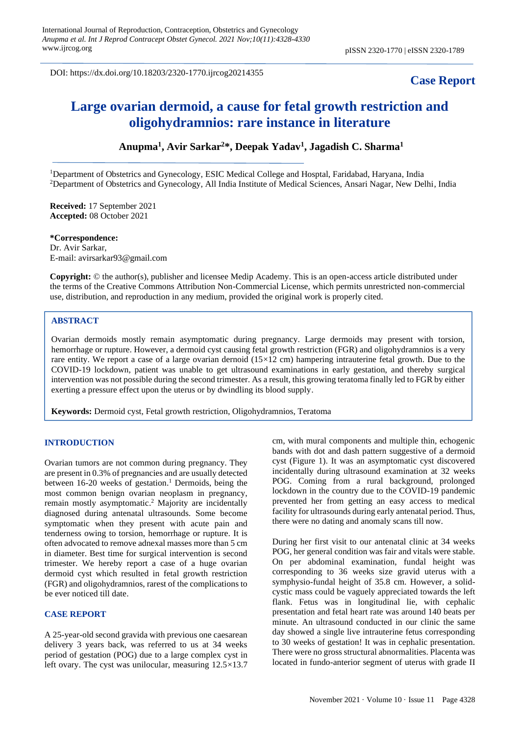DOI: https://dx.doi.org/10.18203/2320-1770.ijrcog20214355

**Case Report**

# Large ovarian dermoid, a cause for fetal growth restriction and oligohydramnios: rare instance in literature

**Anupma[1], Avir Sarkar[2]*, Deepak Yadav[1], Jagadish C. Sharma[1]**

[1]Department of Obstetrics and Gynecology, ESIC Medical College and Hosptal, Faridabad, Haryana, India
[2]Department of Obstetrics and Gynecology, All India Institute of Medical Sciences, Ansari Nagar, New Delhi, India

**Received:** 17 September 2021
**Accepted:** 08 October 2021

**\*Correspondence:**
Dr. Avir Sarkar,
E-mail: avirsarkar93@gmail.com

**Copyright:** © the author(s), publisher and licensee Medip Academy. This is an open-access article distributed under the terms of the Creative Commons Attribution Non-Commercial License, which permits unrestricted non-commercial use, distribution, and reproduction in any medium, provided the original work is properly cited.

## ABSTRACT

Ovarian dermoids mostly remain asymptomatic during pregnancy. Large dermoids may present with torsion, hemorrhage or rupture. However, a dermoid cyst causing fetal growth restriction (FGR) and oligohydramnios is a very rare entity. We report a case of a large ovarian dernoid (15×12 cm) hampering intrauterine fetal growth. Due to the COVID-19 lockdown, patient was unable to get ultrasound examinations in early gestation, and thereby surgical intervention was not possible during the second trimester. As a result, this growing teratoma finally led to FGR by either exerting a pressure effect upon the uterus or by dwindling its blood supply.

**Keywords:** Dermoid cyst, Fetal growth restriction, Oligohydramnios, Teratoma

## INTRODUCTION

Ovarian tumors are not common during pregnancy. They are present in 0.3% of pregnancies and are usually detected between 16-20 weeks of gestation.[1] Dermoids, being the most common benign ovarian neoplasm in pregnancy, remain mostly asymptomatic.[2] Majority are incidentally diagnosed during antenatal ultrasounds. Some become symptomatic when they present with acute pain and tenderness owing to torsion, hemorrhage or rupture. It is often advocated to remove adnexal masses more than 5 cm in diameter. Best time for surgical intervention is second trimester. We hereby report a case of a huge ovarian dermoid cyst which resulted in fetal growth restriction (FGR) and oligohydramnios, rarest of the complications to be ever noticed till date.

## CASE REPORT

A 25-year-old second gravida with previous one caesarean delivery 3 years back, was referred to us at 34 weeks period of gestation (POG) due to a large complex cyst in left ovary. The cyst was unilocular, measuring 12.5×13.7 cm, with mural components and multiple thin, echogenic bands with dot and dash pattern suggestive of a dermoid cyst (Figure 1). It was an asymptomatic cyst discovered incidentally during ultrasound examination at 32 weeks POG. Coming from a rural background, prolonged lockdown in the country due to the COVID-19 pandemic prevented her from getting an easy access to medical facility for ultrasounds during early antenatal period. Thus, there were no dating and anomaly scans till now.

During her first visit to our antenatal clinic at 34 weeks POG, her general condition was fair and vitals were stable. On per abdominal examination, fundal height was corresponding to 36 weeks size gravid uterus with a symphysio-fundal height of 35.8 cm. However, a solid-cystic mass could be vaguely appreciated towards the left flank. Fetus was in longitudinal lie, with cephalic presentation and fetal heart rate was around 140 beats per minute. An ultrasound conducted in our clinic the same day showed a single live intrauterine fetus corresponding to 30 weeks of gestation! It was in cephalic presentation. There were no gross structural abnormalities. Placenta was located in fundo-anterior segment of uterus with grade II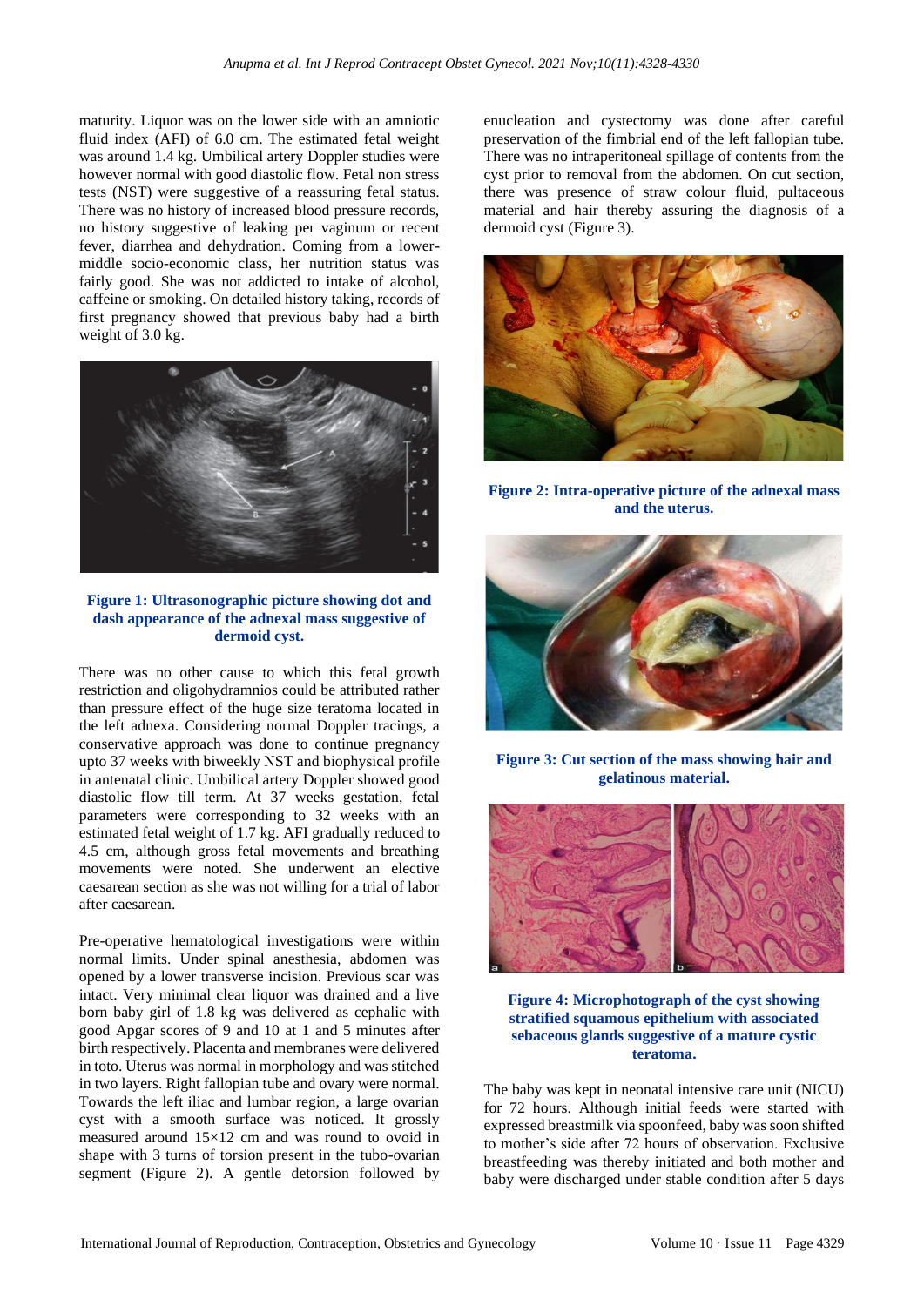maturity. Liquor was on the lower side with an amniotic fluid index (AFI) of 6.0 cm. The estimated fetal weight was around 1.4 kg. Umbilical artery Doppler studies were however normal with good diastolic flow. Fetal non stress tests (NST) were suggestive of a reassuring fetal status. There was no history of increased blood pressure records, no history suggestive of leaking per vaginum or recent fever, diarrhea and dehydration. Coming from a lower-middle socio-economic class, her nutrition status was fairly good. She was not addicted to intake of alcohol, caffeine or smoking. On detailed history taking, records of first pregnancy showed that previous baby had a birth weight of 3.0 kg.

**Figure 1: Ultrasonographic picture showing dot and dash appearance of the adnexal mass suggestive of dermoid cyst.**

There was no other cause to which this fetal growth restriction and oligohydramnios could be attributed rather than pressure effect of the huge size teratoma located in the left adnexa. Considering normal Doppler tracings, a conservative approach was done to continue pregnancy upto 37 weeks with biweekly NST and biophysical profile in antenatal clinic. Umbilical artery Doppler showed good diastolic flow till term. At 37 weeks gestation, fetal parameters were corresponding to 32 weeks with an estimated fetal weight of 1.7 kg. AFI gradually reduced to 4.5 cm, although gross fetal movements and breathing movements were noted. She underwent an elective caesarean section as she was not willing for a trial of labor after caesarean.

Pre-operative hematological investigations were within normal limits. Under spinal anesthesia, abdomen was opened by a lower transverse incision. Previous scar was intact. Very minimal clear liquor was drained and a live born baby girl of 1.8 kg was delivered as cephalic with good Apgar scores of 9 and 10 at 1 and 5 minutes after birth respectively. Placenta and membranes were delivered in toto. Uterus was normal in morphology and was stitched in two layers. Right fallopian tube and ovary were normal. Towards the left iliac and lumbar region, a large ovarian cyst with a smooth surface was noticed. It grossly measured around 15×12 cm and was round to ovoid in shape with 3 turns of torsion present in the tubo-ovarian segment (Figure 2). A gentle detorsion followed by enucleation and cystectomy was done after careful preservation of the fimbrial end of the left fallopian tube. There was no intraperitoneal spillage of contents from the cyst prior to removal from the abdomen. On cut section, there was presence of straw colour fluid, pultaceous material and hair thereby assuring the diagnosis of a dermoid cyst (Figure 3).

**Figure 2: Intra-operative picture of the adnexal mass and the uterus.**

**Figure 3: Cut section of the mass showing hair and gelatinous material.**

**Figure 4: Microphotograph of the cyst showing stratified squamous epithelium with associated sebaceous glands suggestive of a mature cystic teratoma.**

The baby was kept in neonatal intensive care unit (NICU) for 72 hours. Although initial feeds were started with expressed breastmilk via spoonfeed, baby was soon shifted to mother's side after 72 hours of observation. Exclusive breastfeeding was thereby initiated and both mother and baby were discharged under stable condition after 5 days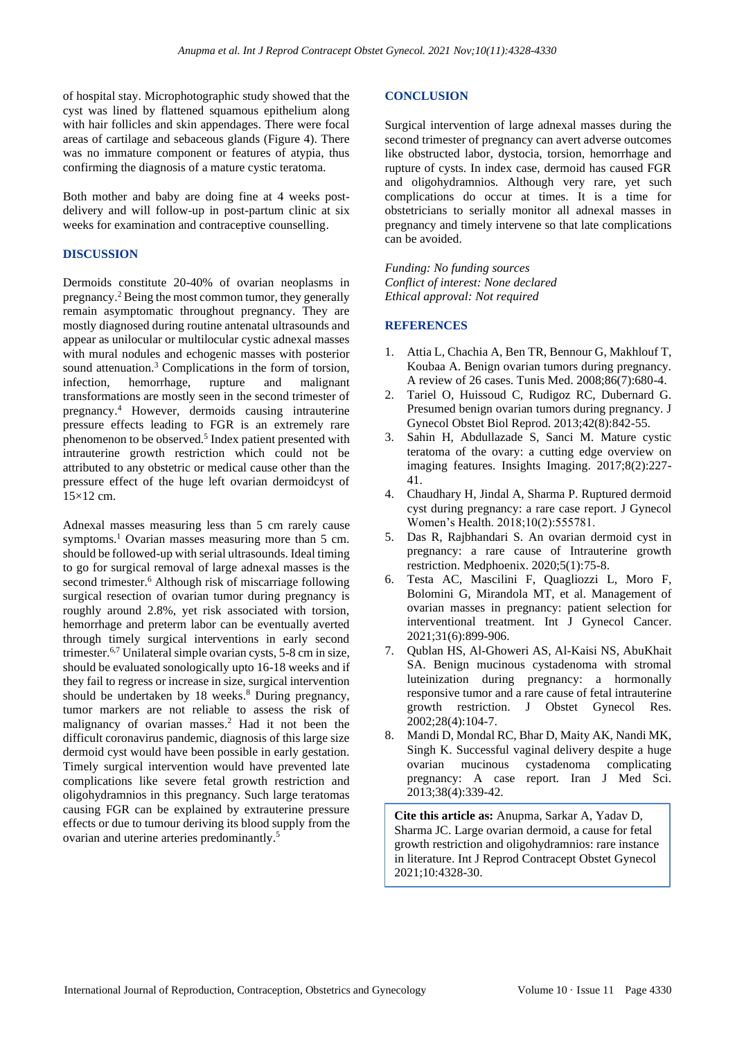of hospital stay. Microphotographic study showed that the cyst was lined by flattened squamous epithelium along with hair follicles and skin appendages. There were focal areas of cartilage and sebaceous glands (Figure 4). There was no immature component or features of atypia, thus confirming the diagnosis of a mature cystic teratoma.

Both mother and baby are doing fine at 4 weeks post-delivery and will follow-up in post-partum clinic at six weeks for examination and contraceptive counselling.

## DISCUSSION

Dermoids constitute 20-40% of ovarian neoplasms in pregnancy.[2] Being the most common tumor, they generally remain asymptomatic throughout pregnancy. They are mostly diagnosed during routine antenatal ultrasounds and appear as unilocular or multilocular cystic adnexal masses with mural nodules and echogenic masses with posterior sound attenuation.[3] Complications in the form of torsion, infection, hemorrhage, rupture and malignant transformations are mostly seen in the second trimester of pregnancy.[4] However, dermoids causing intrauterine pressure effects leading to FGR is an extremely rare phenomenon to be observed.[5] Index patient presented with intrauterine growth restriction which could not be attributed to any obstetric or medical cause other than the pressure effect of the huge left ovarian dermoidcyst of 15×12 cm.

Adnexal masses measuring less than 5 cm rarely cause symptoms.[1] Ovarian masses measuring more than 5 cm. should be followed-up with serial ultrasounds. Ideal timing to go for surgical removal of large adnexal masses is the second trimester.[6] Although risk of miscarriage following surgical resection of ovarian tumor during pregnancy is roughly around 2.8%, yet risk associated with torsion, hemorrhage and preterm labor can be eventually averted through timely surgical interventions in early second trimester.[6,7] Unilateral simple ovarian cysts, 5-8 cm in size, should be evaluated sonologically upto 16-18 weeks and if they fail to regress or increase in size, surgical intervention should be undertaken by 18 weeks.[8] During pregnancy, tumor markers are not reliable to assess the risk of malignancy of ovarian masses.[2] Had it not been the difficult coronavirus pandemic, diagnosis of this large size dermoid cyst would have been possible in early gestation. Timely surgical intervention would have prevented late complications like severe fetal growth restriction and oligohydramnios in this pregnancy. Such large teratomas causing FGR can be explained by extrauterine pressure effects or due to tumour deriving its blood supply from the ovarian and uterine arteries predominantly.[5]

## CONCLUSION

Surgical intervention of large adnexal masses during the second trimester of pregnancy can avert adverse outcomes like obstructed labor, dystocia, torsion, hemorrhage and rupture of cysts. In index case, dermoid has caused FGR and oligohydramnios. Although very rare, yet such complications do occur at times. It is a time for obstetricians to serially monitor all adnexal masses in pregnancy and timely intervene so that late complications can be avoided.

*Funding: No funding sources*
*Conflict of interest: None declared*
*Ethical approval: Not required*

## REFERENCES

1. Attia L, Chachia A, Ben TR, Bennour G, Makhlouf T, Koubaa A. Benign ovarian tumors during pregnancy. A review of 26 cases. Tunis Med. 2008;86(7):680-4.
2. Tariel O, Huissoud C, Rudigoz RC, Dubernard G. Presumed benign ovarian tumors during pregnancy. J Gynecol Obstet Biol Reprod. 2013;42(8):842-55.
3. Sahin H, Abdullazade S, Sanci M. Mature cystic teratoma of the ovary: a cutting edge overview on imaging features. Insights Imaging. 2017;8(2):227-41.
4. Chaudhary H, Jindal A, Sharma P. Ruptured dermoid cyst during pregnancy: a rare case report. J Gynecol Women's Health. 2018;10(2):555781.
5. Das R, Rajbhandari S. An ovarian dermoid cyst in pregnancy: a rare cause of Intrauterine growth restriction. Medphoenix. 2020;5(1):75-8.
6. Testa AC, Mascilini F, Quagliozzi L, Moro F, Bolomini G, Mirandola MT, et al. Management of ovarian masses in pregnancy: patient selection for interventional treatment. Int J Gynecol Cancer. 2021;31(6):899-906.
7. Qublan HS, Al-Ghoweri AS, Al-Kaisi NS, AbuKhait SA. Benign mucinous cystadenoma with stromal luteinization during pregnancy: a hormonally responsive tumor and a rare cause of fetal intrauterine growth restriction. J Obstet Gynecol Res. 2002;28(4):104-7.
8. Mandi D, Mondal RC, Bhar D, Maity AK, Nandi MK, Singh K. Successful vaginal delivery despite a huge ovarian mucinous cystadenoma complicating pregnancy: A case report. Iran J Med Sci. 2013;38(4):339-42.

**Cite this article as:** Anupma, Sarkar A, Yadav D, Sharma JC. Large ovarian dermoid, a cause for fetal growth restriction and oligohydramnios: rare instance in literature. Int J Reprod Contracept Obstet Gynecol 2021;10:4328-30.